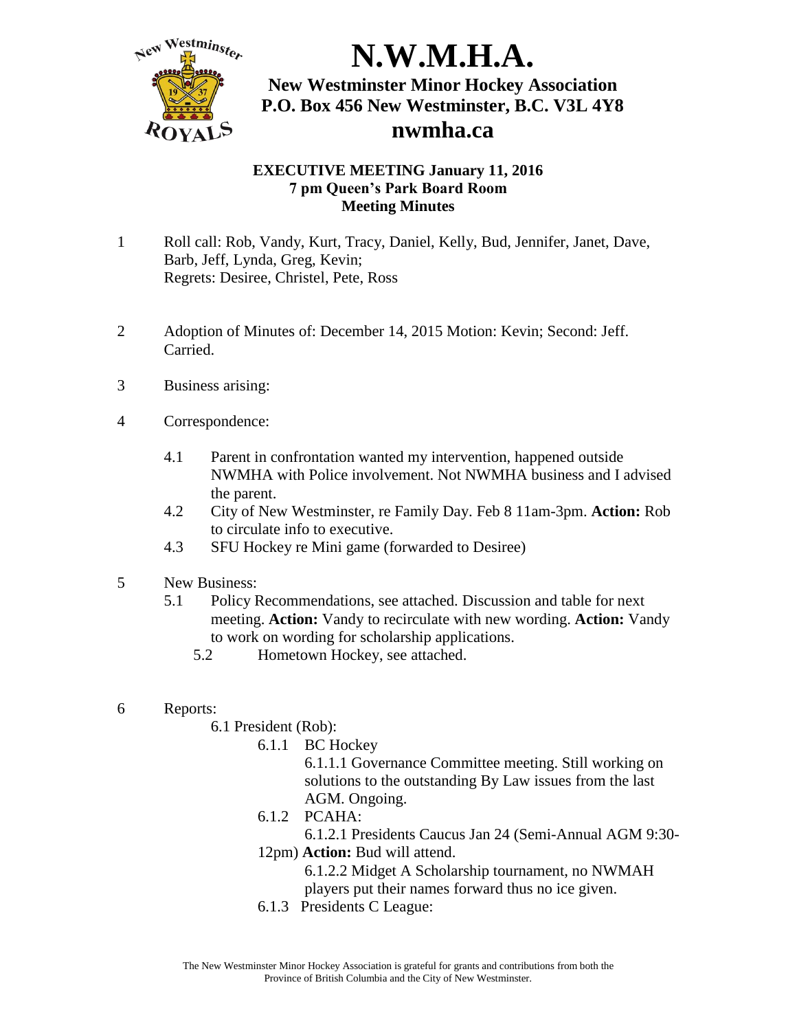# N.W.M.H.A.

## New Westminster Minor Hockey Association
## P.O. Box 456 New Westminster, B.C. V3L 4Y8
## nwmha.ca

**EXECUTIVE MEETING January 11, 2016**
**7 pm Queen's Park Board Room**
**Meeting Minutes**

1 Roll call: Rob, Vandy, Kurt, Tracy, Daniel, Kelly, Bud, Jennifer, Janet, Dave, Barb, Jeff, Lynda, Greg, Kevin;
Regrets: Desiree, Christel, Pete, Ross

2 Adoption of Minutes of: December 14, 2015 Motion: Kevin; Second: Jeff. Carried.

3 Business arising:

4 Correspondence:

- 4.1 Parent in confrontation wanted my intervention, happened outside NWMHA with Police involvement. Not NWMHA business and I advised the parent.
- 4.2 City of New Westminster, re Family Day. Feb 8 11am-3pm. **Action:** Rob to circulate info to executive.
- 4.3 SFU Hockey re Mini game (forwarded to Desiree)

5 New Business:

- 5.1 Policy Recommendations, see attached. Discussion and table for next meeting. **Action:** Vandy to recirculate with new wording. **Action:** Vandy to work on wording for scholarship applications.
- 5.2 Hometown Hockey, see attached.

6 Reports:

6.1 President (Rob):

- 6.1.1 BC Hockey
  - 6.1.1.1 Governance Committee meeting. Still working on solutions to the outstanding By Law issues from the last AGM. Ongoing.
- 6.1.2 PCAHA:
  - 6.1.2.1 Presidents Caucus Jan 24 (Semi-Annual AGM 9:30-12pm) **Action:** Bud will attend.
  - 6.1.2.2 Midget A Scholarship tournament, no NWMAH players put their names forward thus no ice given.
- 6.1.3 Presidents C League:

The New Westminster Minor Hockey Association is grateful for grants and contributions from both the Province of British Columbia and the City of New Westminster.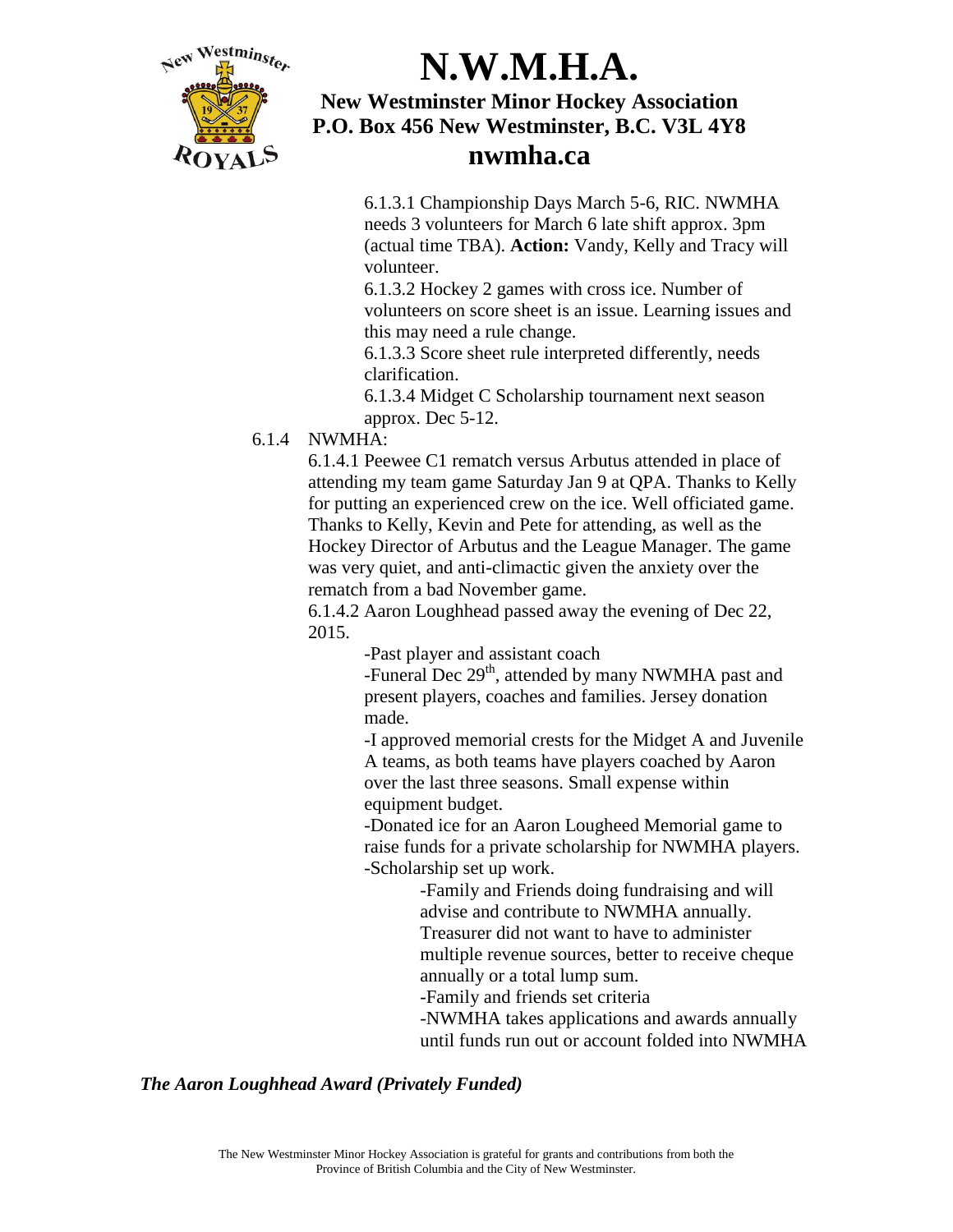6.1.3.1 Championship Days March 5-6, RIC. NWMHA needs 3 volunteers for March 6 late shift approx. 3pm (actual time TBA). **Action:** Vandy, Kelly and Tracy will volunteer.

6.1.3.2 Hockey 2 games with cross ice. Number of volunteers on score sheet is an issue. Learning issues and this may need a rule change.

6.1.3.3 Score sheet rule interpreted differently, needs clarification.

6.1.3.4 Midget C Scholarship tournament next season approx. Dec 5-12.

6.1.4 NWMHA:

6.1.4.1 Peewee C1 rematch versus Arbutus attended in place of attending my team game Saturday Jan 9 at QPA. Thanks to Kelly for putting an experienced crew on the ice. Well officiated game. Thanks to Kelly, Kevin and Pete for attending, as well as the Hockey Director of Arbutus and the League Manager. The game was very quiet, and anti-climactic given the anxiety over the rematch from a bad November game.

6.1.4.2 Aaron Loughhead passed away the evening of Dec 22, 2015.

- Past player and assistant coach
- Funeral Dec 29th, attended by many NWMHA past and present players, coaches and families. Jersey donation made.
- I approved memorial crests for the Midget A and Juvenile A teams, as both teams have players coached by Aaron over the last three seasons. Small expense within equipment budget.
- Donated ice for an Aaron Lougheed Memorial game to raise funds for a private scholarship for NWMHA players.
- Scholarship set up work.
  - Family and Friends doing fundraising and will advise and contribute to NWMHA annually. Treasurer did not want to have to administer multiple revenue sources, better to receive cheque annually or a total lump sum.
  - Family and friends set criteria
  - NWMHA takes applications and awards annually until funds run out or account folded into NWMHA

***The Aaron Loughhead Award (Privately Funded)***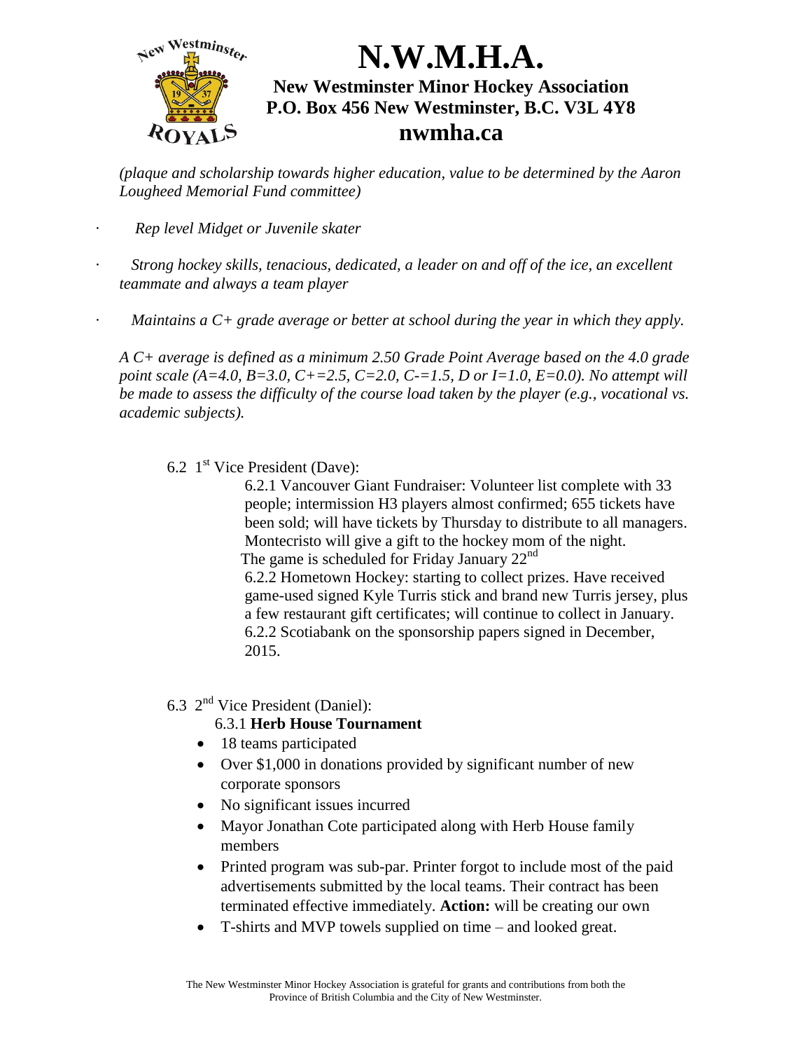*(plaque and scholarship towards higher education, value to be determined by the Aaron Lougheed Memorial Fund committee)*

- *Rep level Midget or Juvenile skater*
- *Strong hockey skills, tenacious, dedicated, a leader on and off of the ice, an excellent teammate and always a team player*
- *Maintains a C+ grade average or better at school during the year in which they apply.*

*A C+ average is defined as a minimum 2.50 Grade Point Average based on the 4.0 grade point scale (A=4.0, B=3.0, C+=2.5, C=2.0, C-=1.5, D or I=1.0, E=0.0). No attempt will be made to assess the difficulty of the course load taken by the player (e.g., vocational vs. academic subjects).*

6.2 1st Vice President (Dave):

6.2.1 Vancouver Giant Fundraiser: Volunteer list complete with 33 people; intermission H3 players almost confirmed; 655 tickets have been sold; will have tickets by Thursday to distribute to all managers. Montecristo will give a gift to the hockey mom of the night. The game is scheduled for Friday January 22nd

6.2.2 Hometown Hockey: starting to collect prizes. Have received game-used signed Kyle Turris stick and brand new Turris jersey, plus a few restaurant gift certificates; will continue to collect in January.

6.2.2 Scotiabank on the sponsorship papers signed in December, 2015.

6.3 2nd Vice President (Daniel):

6.3.1 **Herb House Tournament**

- 18 teams participated
- Over $1,000 in donations provided by significant number of new corporate sponsors
- No significant issues incurred
- Mayor Jonathan Cote participated along with Herb House family members
- Printed program was sub-par. Printer forgot to include most of the paid advertisements submitted by the local teams. Their contract has been terminated effective immediately. **Action:** will be creating our own
- T-shirts and MVP towels supplied on time – and looked great.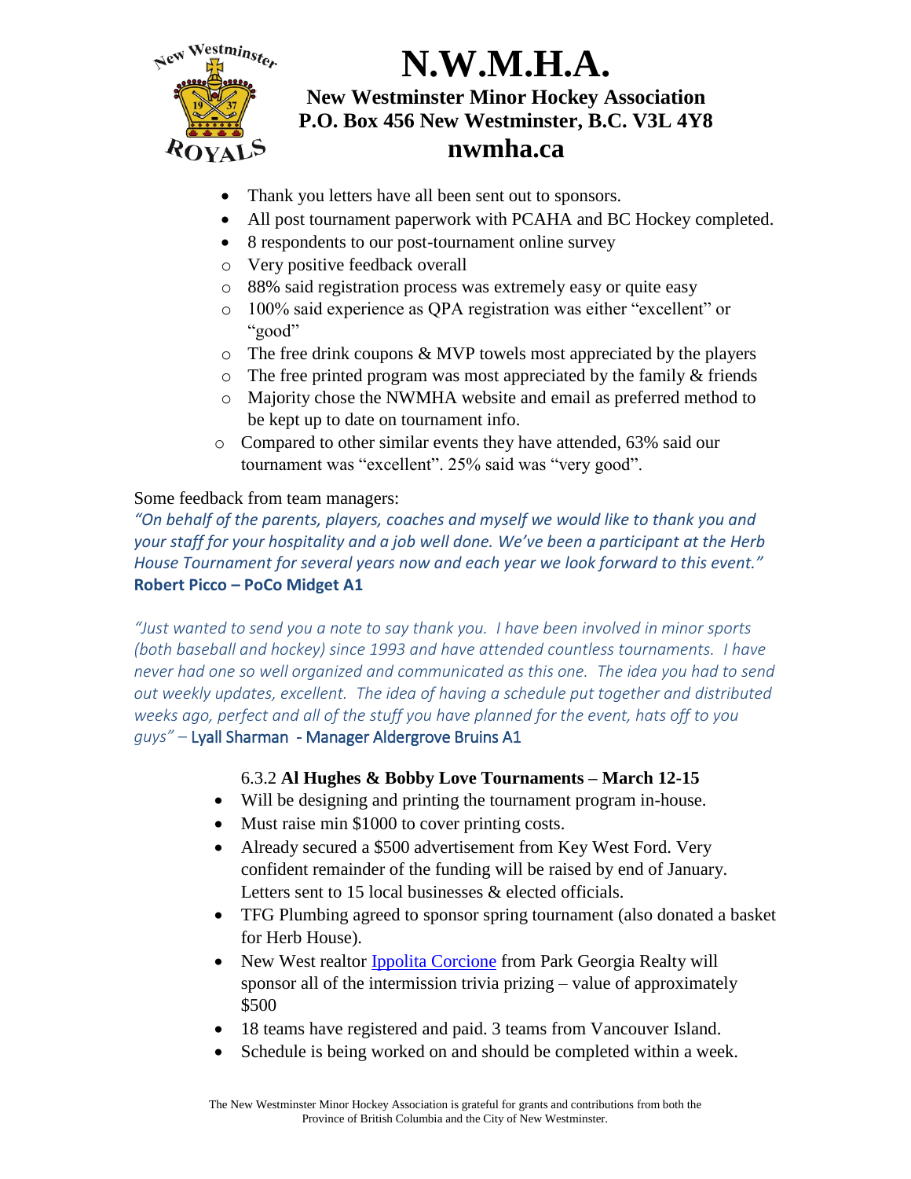# N.W.M.H.A.

**New Westminster Minor Hockey Association**
**P.O. Box 456 New Westminster, B.C. V3L 4Y8**
**nwmha.ca**

- Thank you letters have all been sent out to sponsors.
- All post tournament paperwork with PCAHA and BC Hockey completed.
- 8 respondents to our post-tournament online survey
  - Very positive feedback overall
  - 88% said registration process was extremely easy or quite easy
  - 100% said experience as QPA registration was either "excellent" or "good"
  - The free drink coupons & MVP towels most appreciated by the players
  - The free printed program was most appreciated by the family & friends
  - Majority chose the NWMHA website and email as preferred method to be kept up to date on tournament info.
  - Compared to other similar events they have attended, 63% said our tournament was "excellent". 25% said was "very good".

Some feedback from team managers:

*"On behalf of the parents, players, coaches and myself we would like to thank you and your staff for your hospitality and a job well done. We've been a participant at the Herb House Tournament for several years now and each year we look forward to this event."*
**Robert Picco – PoCo Midget A1**

*"Just wanted to send you a note to say thank you. I have been involved in minor sports (both baseball and hockey) since 1993 and have attended countless tournaments. I have never had one so well organized and communicated as this one. The idea you had to send out weekly updates, excellent. The idea of having a schedule put together and distributed weeks ago, perfect and all of the stuff you have planned for the event, hats off to you guys"* – Lyall Sharman - Manager Aldergrove Bruins A1

6.3.2 **Al Hughes & Bobby Love Tournaments – March 12-15**

- Will be designing and printing the tournament program in-house.
- Must raise min $1000 to cover printing costs.
- Already secured a $500 advertisement from Key West Ford. Very confident remainder of the funding will be raised by end of January. Letters sent to 15 local businesses & elected officials.
- TFG Plumbing agreed to sponsor spring tournament (also donated a basket for Herb House).
- New West realtor Ippolita Corcione from Park Georgia Realty will sponsor all of the intermission trivia prizing – value of approximately $500
- 18 teams have registered and paid. 3 teams from Vancouver Island.
- Schedule is being worked on and should be completed within a week.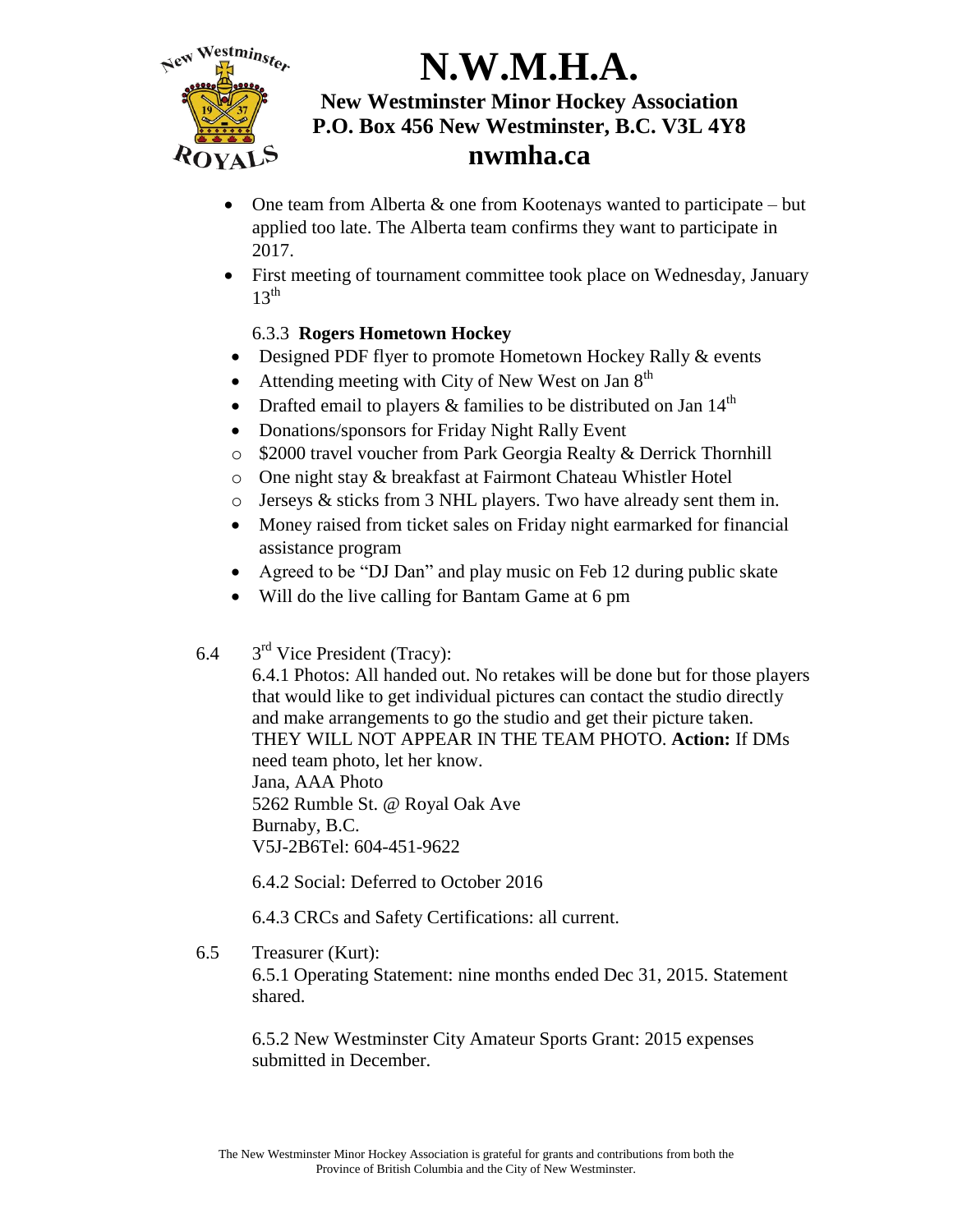- One team from Alberta & one from Kootenays wanted to participate – but applied too late. The Alberta team confirms they want to participate in 2017.
- First meeting of tournament committee took place on Wednesday, January 13th

6.3.3 **Rogers Hometown Hockey**

- Designed PDF flyer to promote Hometown Hockey Rally & events
- Attending meeting with City of New West on Jan 8th
- Drafted email to players & families to be distributed on Jan 14th
- Donations/sponsors for Friday Night Rally Event
  - $2000 travel voucher from Park Georgia Realty & Derrick Thornhill
  - One night stay & breakfast at Fairmont Chateau Whistler Hotel
  - Jerseys & sticks from 3 NHL players. Two have already sent them in.
- Money raised from ticket sales on Friday night earmarked for financial assistance program
- Agreed to be "DJ Dan" and play music on Feb 12 during public skate
- Will do the live calling for Bantam Game at 6 pm

6.4 3rd Vice President (Tracy):

6.4.1 Photos: All handed out. No retakes will be done but for those players that would like to get individual pictures can contact the studio directly and make arrangements to go the studio and get their picture taken. THEY WILL NOT APPEAR IN THE TEAM PHOTO. **Action:** If DMs need team photo, let her know.
Jana, AAA Photo
5262 Rumble St. @ Royal Oak Ave
Burnaby, B.C.
V5J-2B6Tel: 604-451-9622

6.4.2 Social: Deferred to October 2016

6.4.3 CRCs and Safety Certifications: all current.

6.5 Treasurer (Kurt):

6.5.1 Operating Statement: nine months ended Dec 31, 2015. Statement shared.

6.5.2 New Westminster City Amateur Sports Grant: 2015 expenses submitted in December.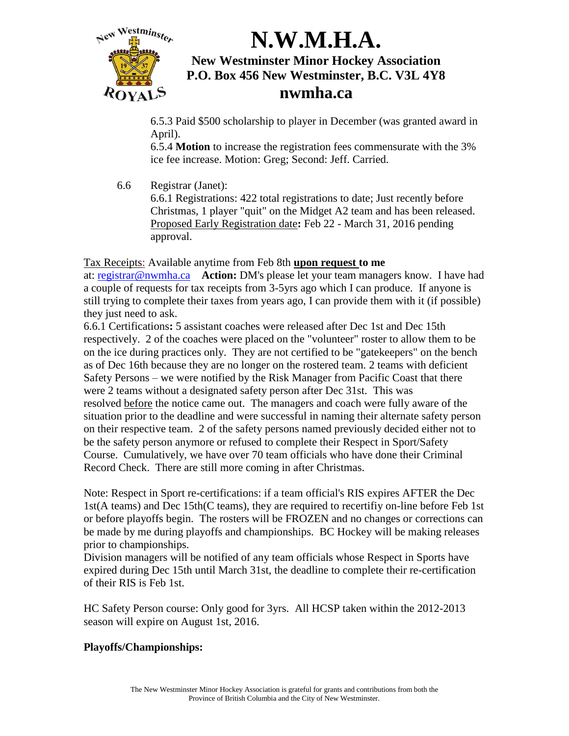6.5.3 Paid $500 scholarship to player in December (was granted award in April).

6.5.4 **Motion** to increase the registration fees commensurate with the 3% ice fee increase. Motion: Greg; Second: Jeff. Carried.

6.6 Registrar (Janet):

6.6.1 Registrations: 422 total registrations to date; Just recently before Christmas, 1 player "quit" on the Midget A2 team and has been released. Proposed Early Registration date**:** Feb 22 - March 31, 2016 pending approval.

Tax Receipts: Available anytime from Feb 8th **upon request to me** at: registrar@nwmha.ca **Action:** DM's please let your team managers know. I have had a couple of requests for tax receipts from 3-5yrs ago which I can produce. If anyone is still trying to complete their taxes from years ago, I can provide them with it (if possible) they just need to ask.

6.6.1 Certifications**:** 5 assistant coaches were released after Dec 1st and Dec 15th respectively. 2 of the coaches were placed on the "volunteer" roster to allow them to be on the ice during practices only. They are not certified to be "gatekeepers" on the bench as of Dec 16th because they are no longer on the rostered team. 2 teams with deficient Safety Persons – we were notified by the Risk Manager from Pacific Coast that there were 2 teams without a designated safety person after Dec 31st. This was resolved before the notice came out. The managers and coach were fully aware of the situation prior to the deadline and were successful in naming their alternate safety person on their respective team. 2 of the safety persons named previously decided either not to be the safety person anymore or refused to complete their Respect in Sport/Safety Course. Cumulatively, we have over 70 team officials who have done their Criminal Record Check. There are still more coming in after Christmas.

Note: Respect in Sport re-certifications: if a team official's RIS expires AFTER the Dec 1st(A teams) and Dec 15th(C teams), they are required to recertifiy on-line before Feb 1st or before playoffs begin. The rosters will be FROZEN and no changes or corrections can be made by me during playoffs and championships. BC Hockey will be making releases prior to championships.

Division managers will be notified of any team officials whose Respect in Sports have expired during Dec 15th until March 31st, the deadline to complete their re-certification of their RIS is Feb 1st.

HC Safety Person course: Only good for 3yrs. All HCSP taken within the 2012-2013 season will expire on August 1st, 2016.

**Playoffs/Championships:**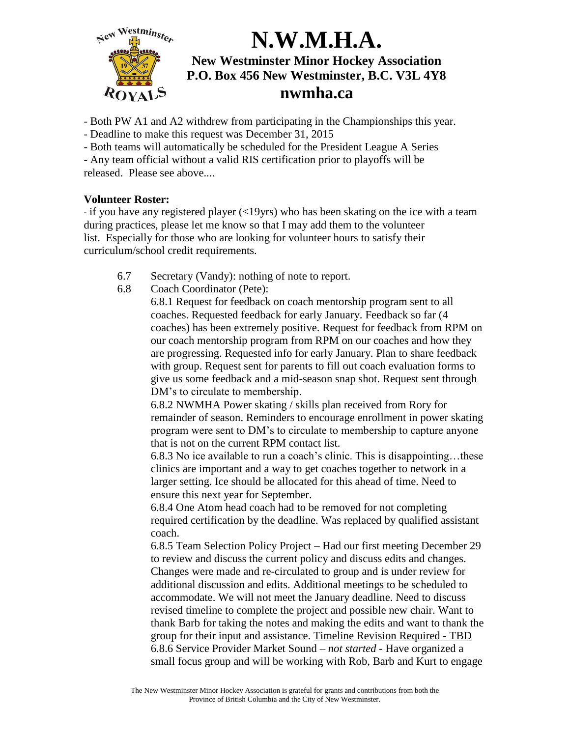- Both PW A1 and A2 withdrew from participating in the Championships this year.
- Deadline to make this request was December 31, 2015
- Both teams will automatically be scheduled for the President League A Series
- Any team official without a valid RIS certification prior to playoffs will be released. Please see above....

**Volunteer Roster:**

- if you have any registered player (<19yrs) who has been skating on the ice with a team during practices, please let me know so that I may add them to the volunteer list. Especially for those who are looking for volunteer hours to satisfy their curriculum/school credit requirements.

6.7 Secretary (Vandy): nothing of note to report.

6.8 Coach Coordinator (Pete):

6.8.1 Request for feedback on coach mentorship program sent to all coaches. Requested feedback for early January. Feedback so far (4 coaches) has been extremely positive. Request for feedback from RPM on our coach mentorship program from RPM on our coaches and how they are progressing. Requested info for early January. Plan to share feedback with group. Request sent for parents to fill out coach evaluation forms to give us some feedback and a mid-season snap shot. Request sent through DM's to circulate to membership.

6.8.2 NWMHA Power skating / skills plan received from Rory for remainder of season. Reminders to encourage enrollment in power skating program were sent to DM's to circulate to membership to capture anyone that is not on the current RPM contact list.

6.8.3 No ice available to run a coach's clinic. This is disappointing…these clinics are important and a way to get coaches together to network in a larger setting. Ice should be allocated for this ahead of time. Need to ensure this next year for September.

6.8.4 One Atom head coach had to be removed for not completing required certification by the deadline. Was replaced by qualified assistant coach.

6.8.5 Team Selection Policy Project – Had our first meeting December 29 to review and discuss the current policy and discuss edits and changes. Changes were made and re-circulated to group and is under review for additional discussion and edits. Additional meetings to be scheduled to accommodate. We will not meet the January deadline. Need to discuss revised timeline to complete the project and possible new chair. Want to thank Barb for taking the notes and making the edits and want to thank the group for their input and assistance. <u>Timeline Revision Required - TBD</u>

6.8.6 Service Provider Market Sound – *not started* - Have organized a small focus group and will be working with Rob, Barb and Kurt to engage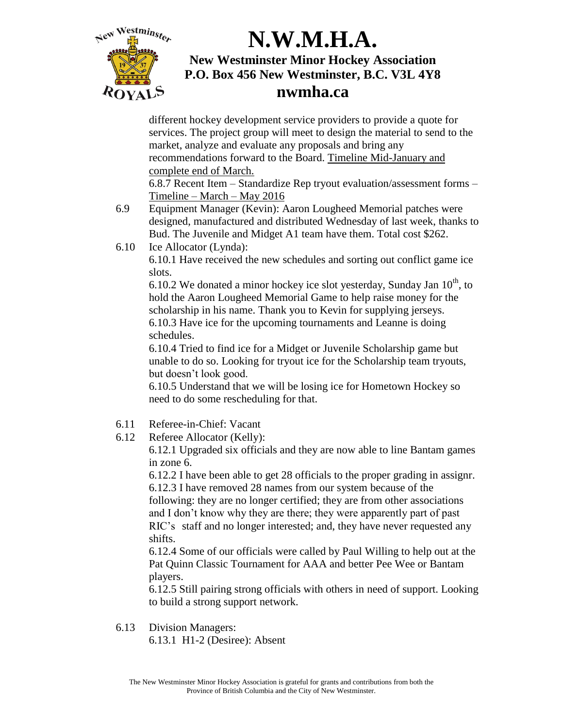different hockey development service providers to provide a quote for services. The project group will meet to design the material to send to the market, analyze and evaluate any proposals and bring any recommendations forward to the Board. Timeline Mid-January and complete end of March.

6.8.7 Recent Item – Standardize Rep tryout evaluation/assessment forms – Timeline – March – May 2016

6.9 Equipment Manager (Kevin): Aaron Lougheed Memorial patches were designed, manufactured and distributed Wednesday of last week, thanks to Bud. The Juvenile and Midget A1 team have them. Total cost $262.

6.10 Ice Allocator (Lynda):

6.10.1 Have received the new schedules and sorting out conflict game ice slots.

6.10.2 We donated a minor hockey ice slot yesterday, Sunday Jan 10th, to hold the Aaron Lougheed Memorial Game to help raise money for the scholarship in his name. Thank you to Kevin for supplying jerseys.

6.10.3 Have ice for the upcoming tournaments and Leanne is doing schedules.

6.10.4 Tried to find ice for a Midget or Juvenile Scholarship game but unable to do so. Looking for tryout ice for the Scholarship team tryouts, but doesn't look good.

6.10.5 Understand that we will be losing ice for Hometown Hockey so need to do some rescheduling for that.

6.11 Referee-in-Chief: Vacant

6.12 Referee Allocator (Kelly):

6.12.1 Upgraded six officials and they are now able to line Bantam games in zone 6.

6.12.2 I have been able to get 28 officials to the proper grading in assignr.

6.12.3 I have removed 28 names from our system because of the following: they are no longer certified; they are from other associations and I don't know why they are there; they were apparently part of past RIC's staff and no longer interested; and, they have never requested any shifts.

6.12.4 Some of our officials were called by Paul Willing to help out at the Pat Quinn Classic Tournament for AAA and better Pee Wee or Bantam players.

6.12.5 Still pairing strong officials with others in need of support. Looking to build a strong support network.

6.13 Division Managers:

6.13.1 H1-2 (Desiree): Absent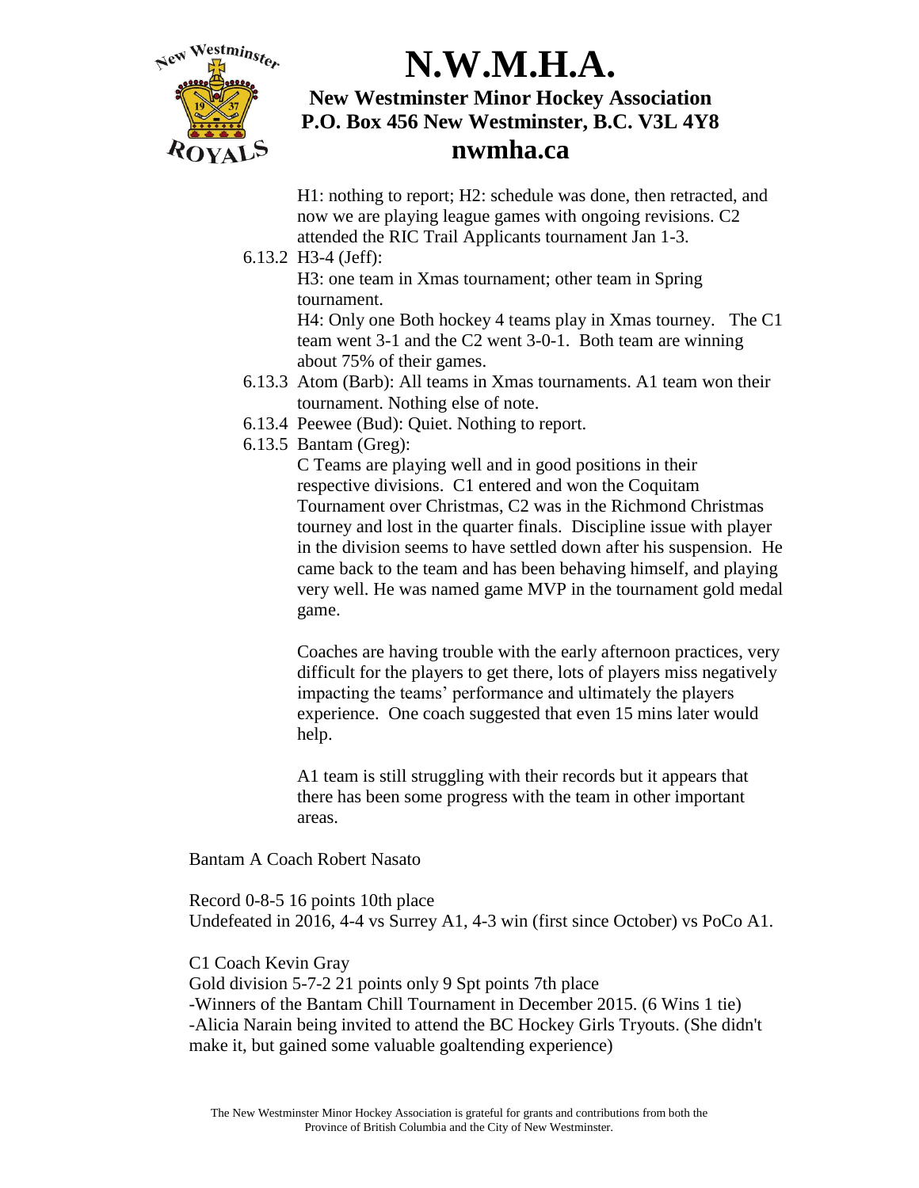H1: nothing to report; H2: schedule was done, then retracted, and now we are playing league games with ongoing revisions. C2 attended the RIC Trail Applicants tournament Jan 1-3.

6.13.2 H3-4 (Jeff):

H3: one team in Xmas tournament; other team in Spring tournament.

H4: Only one Both hockey 4 teams play in Xmas tourney. The C1 team went 3-1 and the C2 went 3-0-1. Both team are winning about 75% of their games.

6.13.3 Atom (Barb): All teams in Xmas tournaments. A1 team won their tournament. Nothing else of note.

6.13.4 Peewee (Bud): Quiet. Nothing to report.

6.13.5 Bantam (Greg):

C Teams are playing well and in good positions in their respective divisions. C1 entered and won the Coquitam Tournament over Christmas, C2 was in the Richmond Christmas tourney and lost in the quarter finals. Discipline issue with player in the division seems to have settled down after his suspension. He came back to the team and has been behaving himself, and playing very well. He was named game MVP in the tournament gold medal game.

Coaches are having trouble with the early afternoon practices, very difficult for the players to get there, lots of players miss negatively impacting the teams' performance and ultimately the players experience. One coach suggested that even 15 mins later would help.

A1 team is still struggling with their records but it appears that there has been some progress with the team in other important areas.

Bantam A Coach Robert Nasato

Record 0-8-5 16 points 10th place
Undefeated in 2016, 4-4 vs Surrey A1, 4-3 win (first since October) vs PoCo A1.

C1 Coach Kevin Gray
Gold division 5-7-2 21 points only 9 Spt points 7th place
-Winners of the Bantam Chill Tournament in December 2015. (6 Wins 1 tie)
-Alicia Narain being invited to attend the BC Hockey Girls Tryouts. (She didn't make it, but gained some valuable goaltending experience)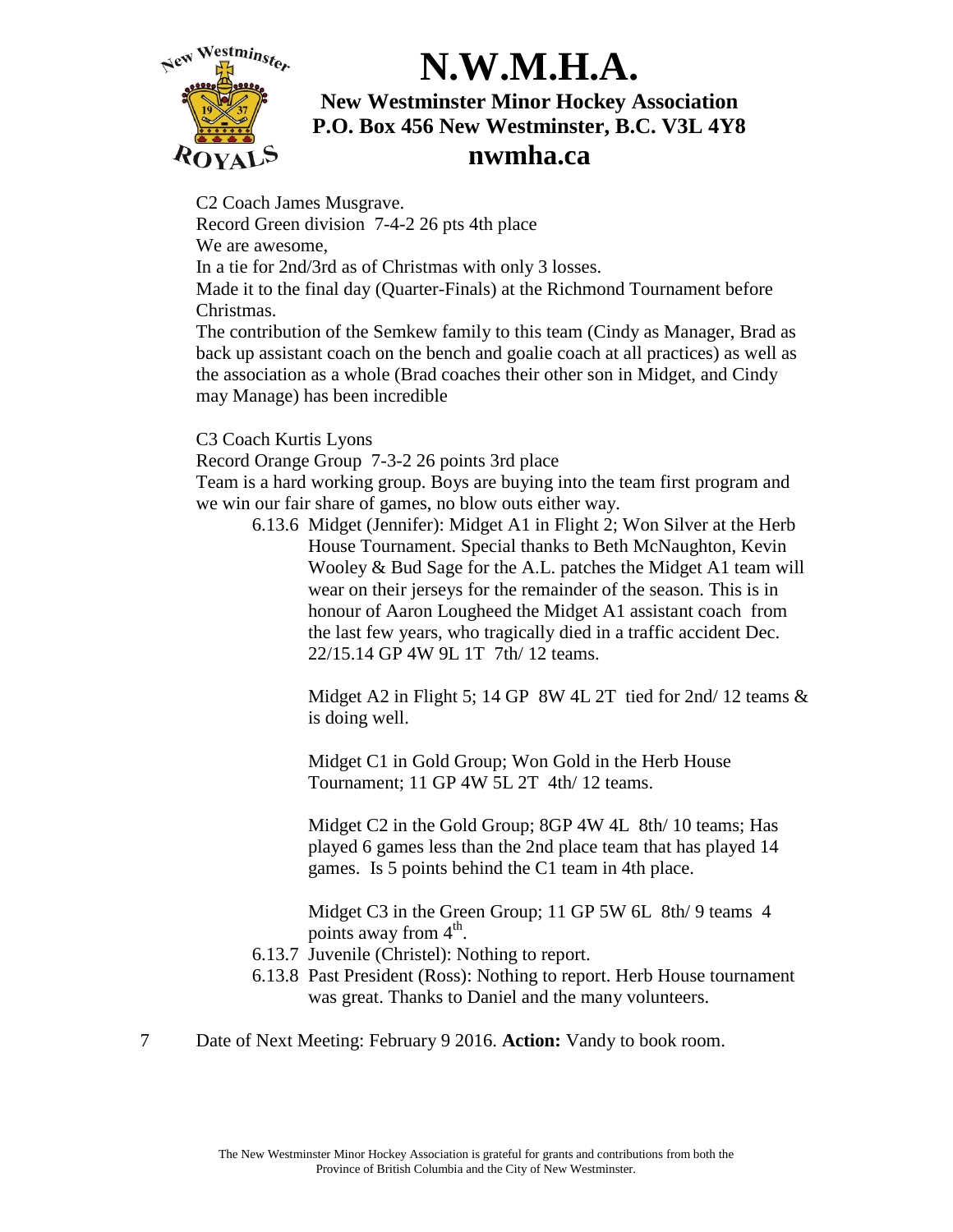C2 Coach James Musgrave.
Record Green division  7-4-2 26 pts 4th place
We are awesome,
In a tie for 2nd/3rd as of Christmas with only 3 losses.
Made it to the final day (Quarter-Finals) at the Richmond Tournament before Christmas.
The contribution of the Semkew family to this team (Cindy as Manager, Brad as back up assistant coach on the bench and goalie coach at all practices) as well as the association as a whole (Brad coaches their other son in Midget, and Cindy may Manage) has been incredible

C3 Coach Kurtis Lyons
Record Orange Group  7-3-2 26 points 3rd place
Team is a hard working group. Boys are buying into the team first program and we win our fair share of games, no blow outs either way.

6.13.6 Midget (Jennifer): Midget A1 in Flight 2; Won Silver at the Herb House Tournament. Special thanks to Beth McNaughton, Kevin Wooley & Bud Sage for the A.L. patches the Midget A1 team will wear on their jerseys for the remainder of the season. This is in honour of Aaron Lougheed the Midget A1 assistant coach from the last few years, who tragically died in a traffic accident Dec. 22/15.14 GP 4W 9L 1T 7th/ 12 teams.

Midget A2 in Flight 5; 14 GP 8W 4L 2T tied for 2nd/ 12 teams & is doing well.

Midget C1 in Gold Group; Won Gold in the Herb House Tournament; 11 GP 4W 5L 2T 4th/ 12 teams.

Midget C2 in the Gold Group; 8GP 4W 4L 8th/ 10 teams; Has played 6 games less than the 2nd place team that has played 14 games. Is 5 points behind the C1 team in 4th place.

Midget C3 in the Green Group; 11 GP 5W 6L 8th/ 9 teams 4 points away from 4th.

6.13.7 Juvenile (Christel): Nothing to report.

6.13.8 Past President (Ross): Nothing to report. Herb House tournament was great. Thanks to Daniel and the many volunteers.

7 Date of Next Meeting: February 9 2016. **Action:** Vandy to book room.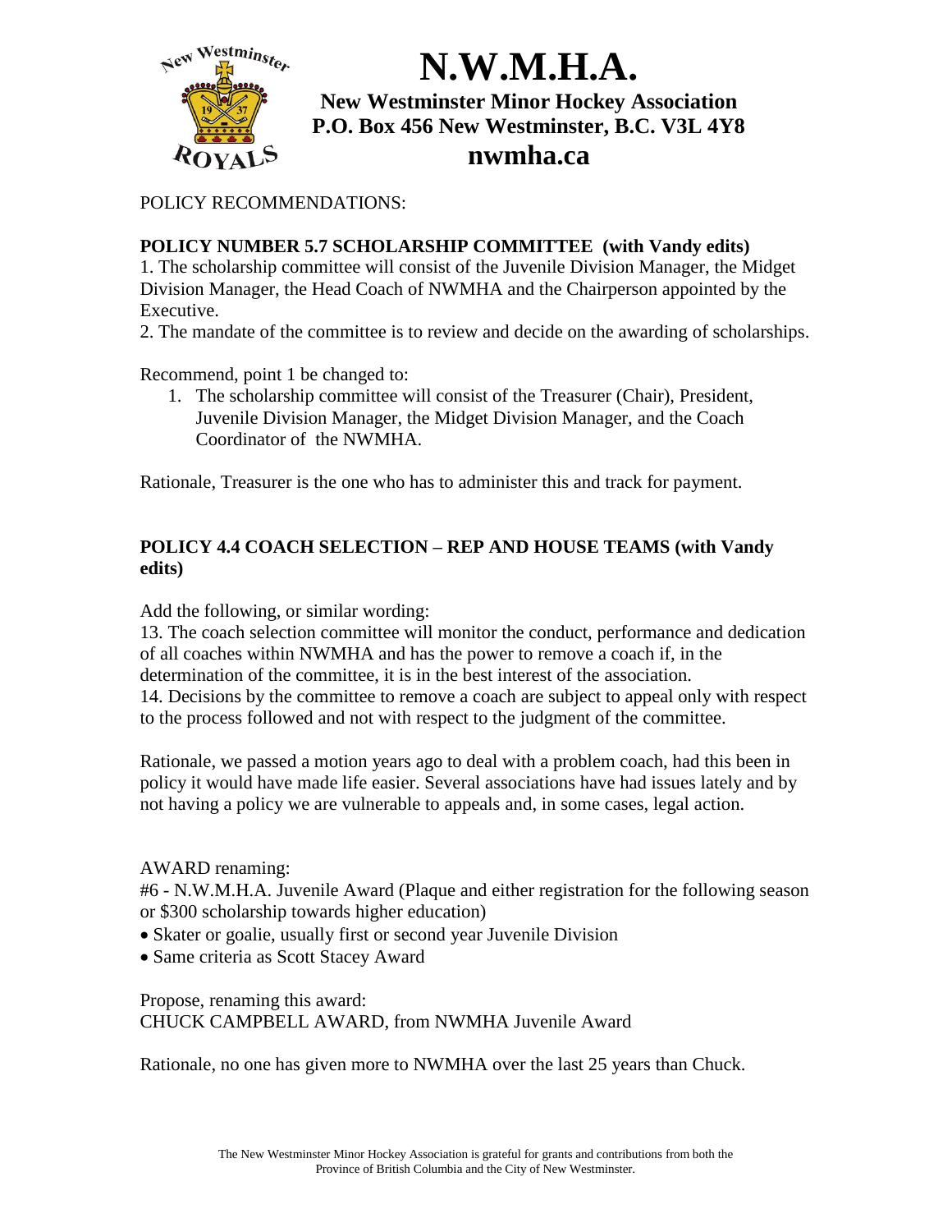# N.W.M.H.A.

**New Westminster Minor Hockey Association**
**P.O. Box 456 New Westminster, B.C. V3L 4Y8**
**nwmha.ca**

POLICY RECOMMENDATIONS:

**POLICY NUMBER 5.7 SCHOLARSHIP COMMITTEE (with Vandy edits)**

1. The scholarship committee will consist of the Juvenile Division Manager, the Midget Division Manager, the Head Coach of NWMHA and the Chairperson appointed by the Executive.
2. The mandate of the committee is to review and decide on the awarding of scholarships.

Recommend, point 1 be changed to:

1. The scholarship committee will consist of the Treasurer (Chair), President, Juvenile Division Manager, the Midget Division Manager, and the Coach Coordinator of the NWMHA.

Rationale, Treasurer is the one who has to administer this and track for payment.

**POLICY 4.4 COACH SELECTION – REP AND HOUSE TEAMS (with Vandy edits)**

Add the following, or similar wording:

13. The coach selection committee will monitor the conduct, performance and dedication of all coaches within NWMHA and has the power to remove a coach if, in the determination of the committee, it is in the best interest of the association.
14. Decisions by the committee to remove a coach are subject to appeal only with respect to the process followed and not with respect to the judgment of the committee.

Rationale, we passed a motion years ago to deal with a problem coach, had this been in policy it would have made life easier. Several associations have had issues lately and by not having a policy we are vulnerable to appeals and, in some cases, legal action.

AWARD renaming:

#6 - N.W.M.H.A. Juvenile Award (Plaque and either registration for the following season or $300 scholarship towards higher education)

- Skater or goalie, usually first or second year Juvenile Division
- Same criteria as Scott Stacey Award

Propose, renaming this award:
CHUCK CAMPBELL AWARD, from NWMHA Juvenile Award

Rationale, no one has given more to NWMHA over the last 25 years than Chuck.

The New Westminster Minor Hockey Association is grateful for grants and contributions from both the Province of British Columbia and the City of New Westminster.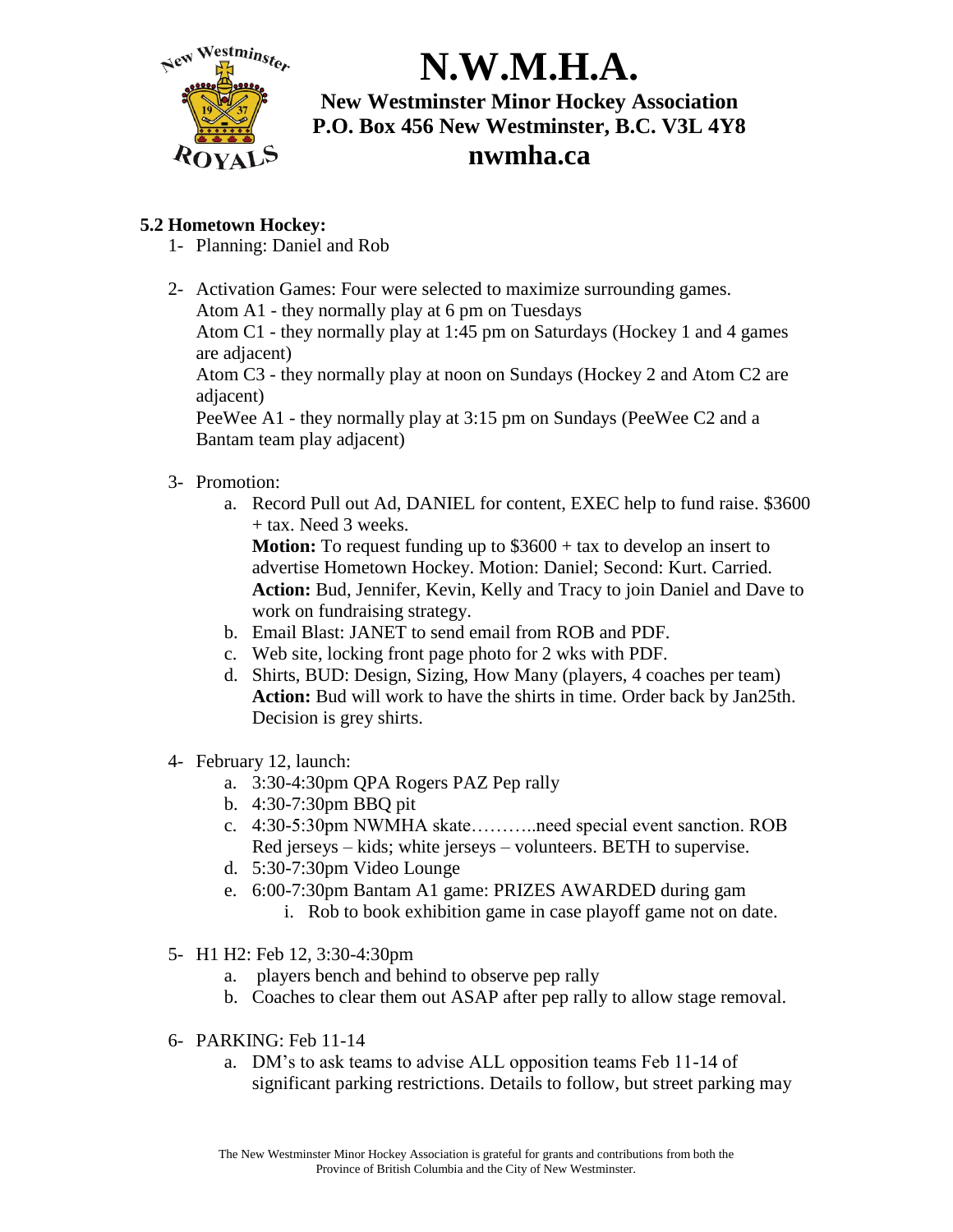# N.W.M.H.A.

**New Westminster Minor Hockey Association**
**P.O. Box 456 New Westminster, B.C. V3L 4Y8**
**nwmha.ca**

**5.2 Hometown Hockey:**

1- Planning: Daniel and Rob

2- Activation Games: Four were selected to maximize surrounding games.
Atom A1 - they normally play at 6 pm on Tuesdays
Atom C1 - they normally play at 1:45 pm on Saturdays (Hockey 1 and 4 games are adjacent)
Atom C3 - they normally play at noon on Sundays (Hockey 2 and Atom C2 are adjacent)
PeeWee A1 - they normally play at 3:15 pm on Sundays (PeeWee C2 and a Bantam team play adjacent)

3- Promotion:
   a. Record Pull out Ad, DANIEL for content, EXEC help to fund raise. $3600 + tax. Need 3 weeks.
   **Motion:** To request funding up to $3600 + tax to develop an insert to advertise Hometown Hockey. Motion: Daniel; Second: Kurt. Carried.
   **Action:** Bud, Jennifer, Kevin, Kelly and Tracy to join Daniel and Dave to work on fundraising strategy.
   b. Email Blast: JANET to send email from ROB and PDF.
   c. Web site, locking front page photo for 2 wks with PDF.
   d. Shirts, BUD: Design, Sizing, How Many (players, 4 coaches per team)
   **Action:** Bud will work to have the shirts in time. Order back by Jan25th. Decision is grey shirts.

4- February 12, launch:
   a. 3:30-4:30pm QPA Rogers PAZ Pep rally
   b. 4:30-7:30pm BBQ pit
   c. 4:30-5:30pm NWMHA skate………..need special event sanction. ROB Red jerseys – kids; white jerseys – volunteers. BETH to supervise.
   d. 5:30-7:30pm Video Lounge
   e. 6:00-7:30pm Bantam A1 game: PRIZES AWARDED during gam
      i. Rob to book exhibition game in case playoff game not on date.

5- H1 H2: Feb 12, 3:30-4:30pm
   a. players bench and behind to observe pep rally
   b. Coaches to clear them out ASAP after pep rally to allow stage removal.

6- PARKING: Feb 11-14
   a. DM's to ask teams to advise ALL opposition teams Feb 11-14 of significant parking restrictions. Details to follow, but street parking may

The New Westminster Minor Hockey Association is grateful for grants and contributions from both the Province of British Columbia and the City of New Westminster.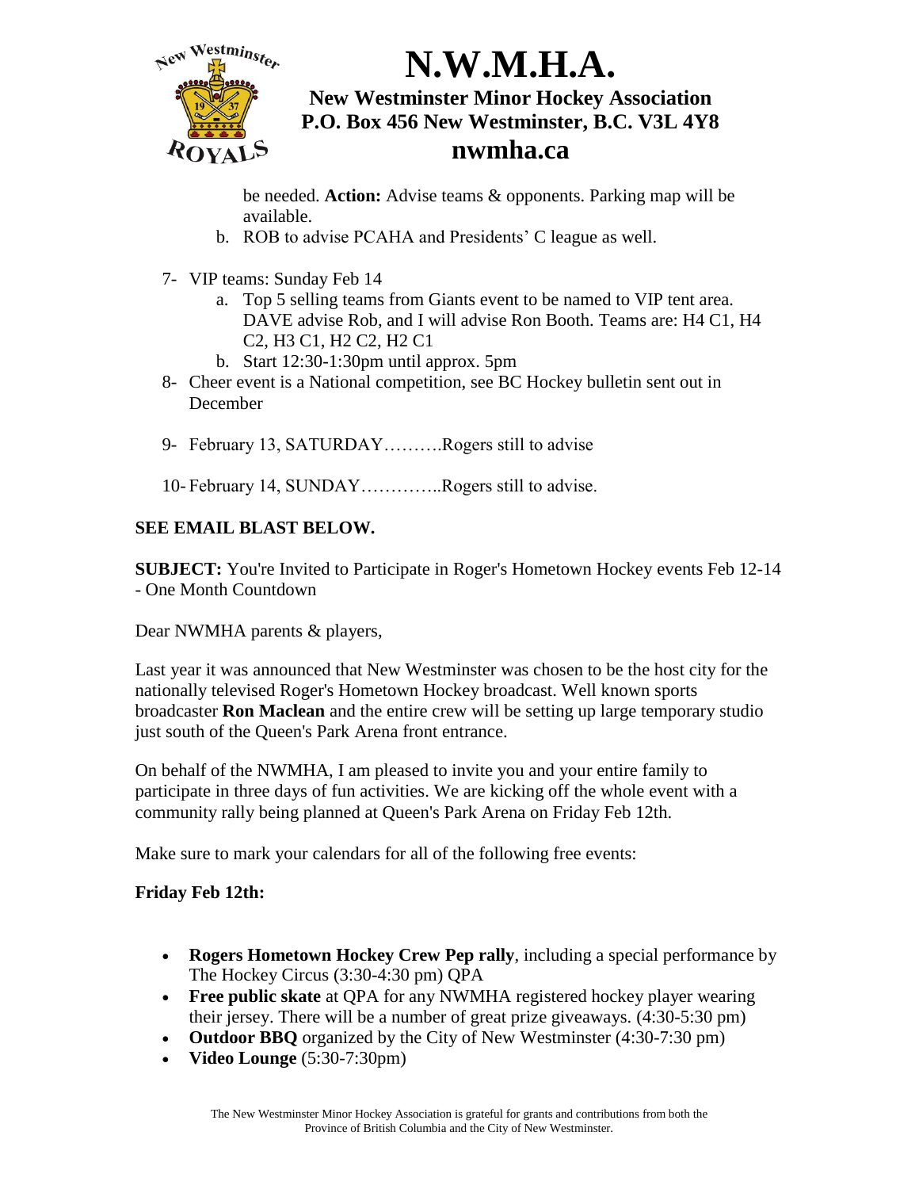be needed. **Action:** Advise teams & opponents. Parking map will be available.

   b. ROB to advise PCAHA and Presidents' C league as well.

7- VIP teams: Sunday Feb 14
   a. Top 5 selling teams from Giants event to be named to VIP tent area. DAVE advise Rob, and I will advise Ron Booth. Teams are: H4 C1, H4 C2, H3 C1, H2 C2, H2 C1
   b. Start 12:30-1:30pm until approx. 5pm

8- Cheer event is a National competition, see BC Hockey bulletin sent out in December

9- February 13, SATURDAY……….Rogers still to advise

10- February 14, SUNDAY…………..Rogers still to advise.

**SEE EMAIL BLAST BELOW.**

**SUBJECT:** You're Invited to Participate in Roger's Hometown Hockey events Feb 12-14 - One Month Countdown

Dear NWMHA parents & players,

Last year it was announced that New Westminster was chosen to be the host city for the nationally televised Roger's Hometown Hockey broadcast. Well known sports broadcaster **Ron Maclean** and the entire crew will be setting up large temporary studio just south of the Queen's Park Arena front entrance.

On behalf of the NWMHA, I am pleased to invite you and your entire family to participate in three days of fun activities. We are kicking off the whole event with a community rally being planned at Queen's Park Arena on Friday Feb 12th.

Make sure to mark your calendars for all of the following free events:

**Friday Feb 12th:**

- **Rogers Hometown Hockey Crew Pep rally**, including a special performance by The Hockey Circus (3:30-4:30 pm) QPA
- **Free public skate** at QPA for any NWMHA registered hockey player wearing their jersey. There will be a number of great prize giveaways. (4:30-5:30 pm)
- **Outdoor BBQ** organized by the City of New Westminster (4:30-7:30 pm)
- **Video Lounge** (5:30-7:30pm)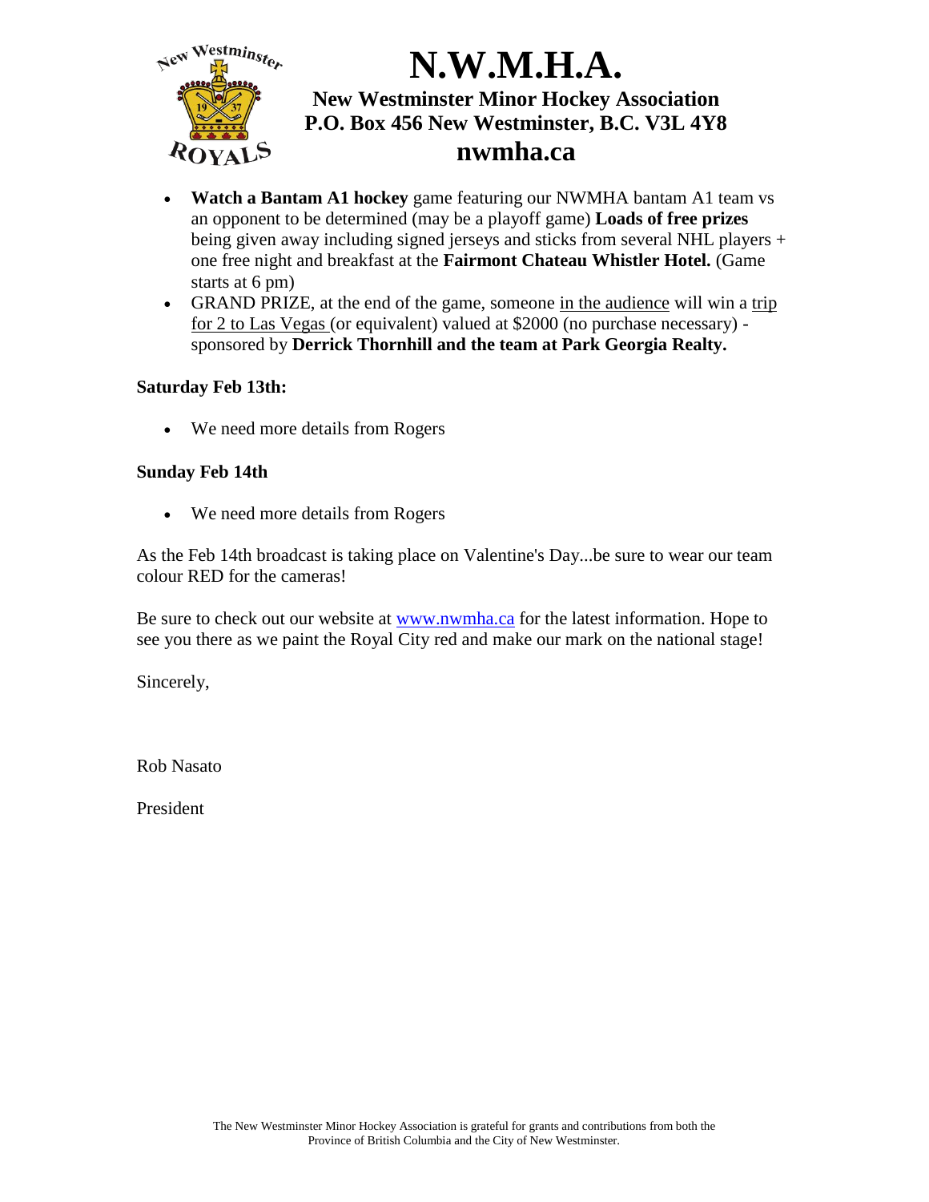# N.W.M.H.A.

**New Westminster Minor Hockey Association**
**P.O. Box 456 New Westminster, B.C. V3L 4Y8**
**nwmha.ca**

- **Watch a Bantam A1 hockey** game featuring our NWMHA bantam A1 team vs an opponent to be determined (may be a playoff game) **Loads of free prizes** being given away including signed jerseys and sticks from several NHL players + one free night and breakfast at the **Fairmont Chateau Whistler Hotel.** (Game starts at 6 pm)
- GRAND PRIZE, at the end of the game, someone in the audience will win a trip for 2 to Las Vegas (or equivalent) valued at $2000 (no purchase necessary) - sponsored by **Derrick Thornhill and the team at Park Georgia Realty.**

**Saturday Feb 13th:**

- We need more details from Rogers

**Sunday Feb 14th**

- We need more details from Rogers

As the Feb 14th broadcast is taking place on Valentine's Day...be sure to wear our team colour RED for the cameras!

Be sure to check out our website at [www.nwmha.ca](www.nwmha.ca) for the latest information. Hope to see you there as we paint the Royal City red and make our mark on the national stage!

Sincerely,

Rob Nasato

President

The New Westminster Minor Hockey Association is grateful for grants and contributions from both the Province of British Columbia and the City of New Westminster.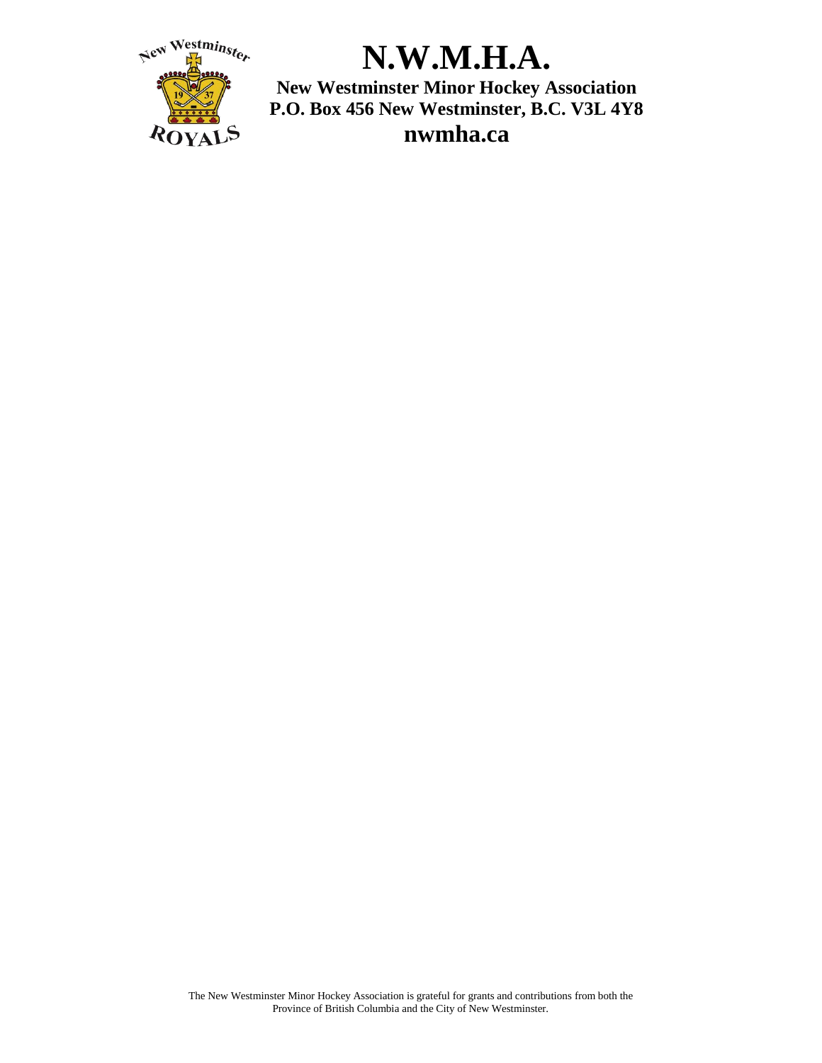# N.W.M.H.A.

**New Westminster Minor Hockey Association**
**P.O. Box 456 New Westminster, B.C. V3L 4Y8**
**nwmha.ca**

The New Westminster Minor Hockey Association is grateful for grants and contributions from both the Province of British Columbia and the City of New Westminster.